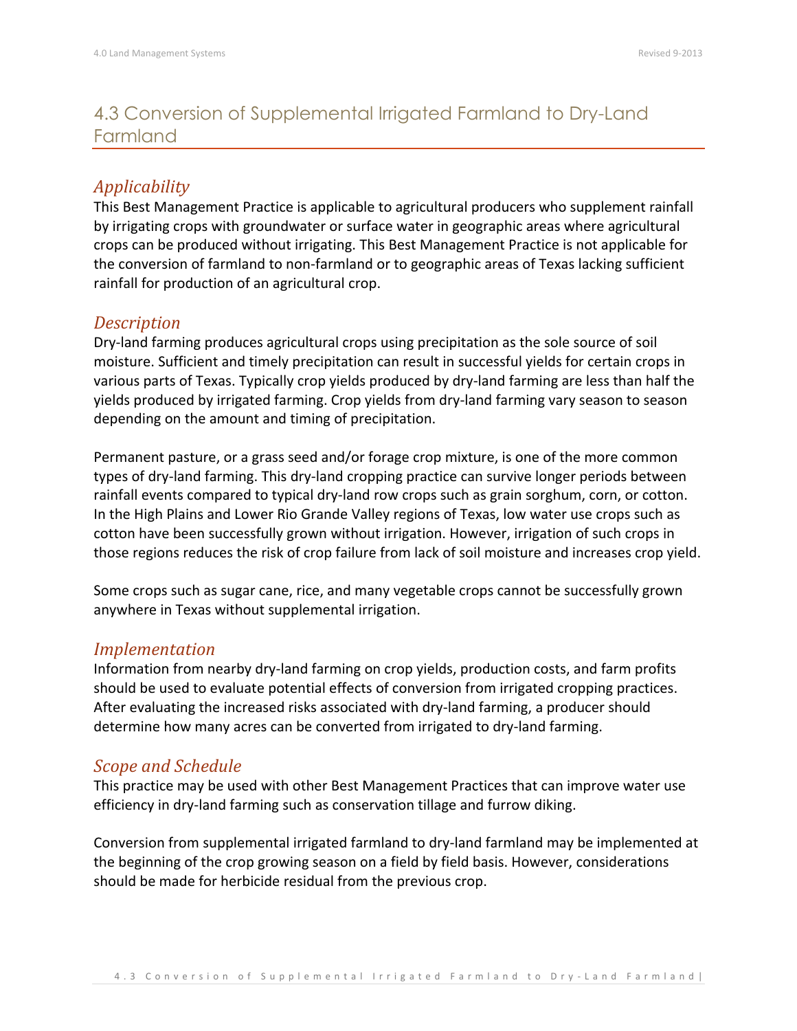# 4.3 Conversion of Supplemental Irrigated Farmland to Dry-Land Farmland

## *Applicability*

This Best Management Practice is applicable to agricultural producers who supplement rainfall by irrigating crops with groundwater or surface water in geographic areas where agricultural crops can be produced without irrigating. This Best Management Practice is not applicable for the conversion of farmland to non-farmland or to geographic areas of Texas lacking sufficient rainfall for production of an agricultural crop.

## *Description*

Dry-land farming produces agricultural crops using precipitation as the sole source of soil moisture. Sufficient and timely precipitation can result in successful yields for certain crops in various parts of Texas. Typically crop yields produced by dry-land farming are less than half the yields produced by irrigated farming. Crop yields from dry-land farming vary season to season depending on the amount and timing of precipitation.

Permanent pasture, or a grass seed and/or forage crop mixture, is one of the more common types of dry-land farming. This dry-land cropping practice can survive longer periods between rainfall events compared to typical dry-land row crops such as grain sorghum, corn, or cotton. In the High Plains and Lower Rio Grande Valley regions of Texas, low water use crops such as cotton have been successfully grown without irrigation. However, irrigation of such crops in those regions reduces the risk of crop failure from lack of soil moisture and increases crop yield.

Some crops such as sugar cane, rice, and many vegetable crops cannot be successfully grown anywhere in Texas without supplemental irrigation.

## *Implementation*

Information from nearby dry-land farming on crop yields, production costs, and farm profits should be used to evaluate potential effects of conversion from irrigated cropping practices. After evaluating the increased risks associated with dry-land farming, a producer should determine how many acres can be converted from irrigated to dry-land farming.

## *Scope and Schedule*

This practice may be used with other Best Management Practices that can improve water use efficiency in dry-land farming such as conservation tillage and furrow diking.

Conversion from supplemental irrigated farmland to dry-land farmland may be implemented at the beginning of the crop growing season on a field by field basis. However, considerations should be made for herbicide residual from the previous crop.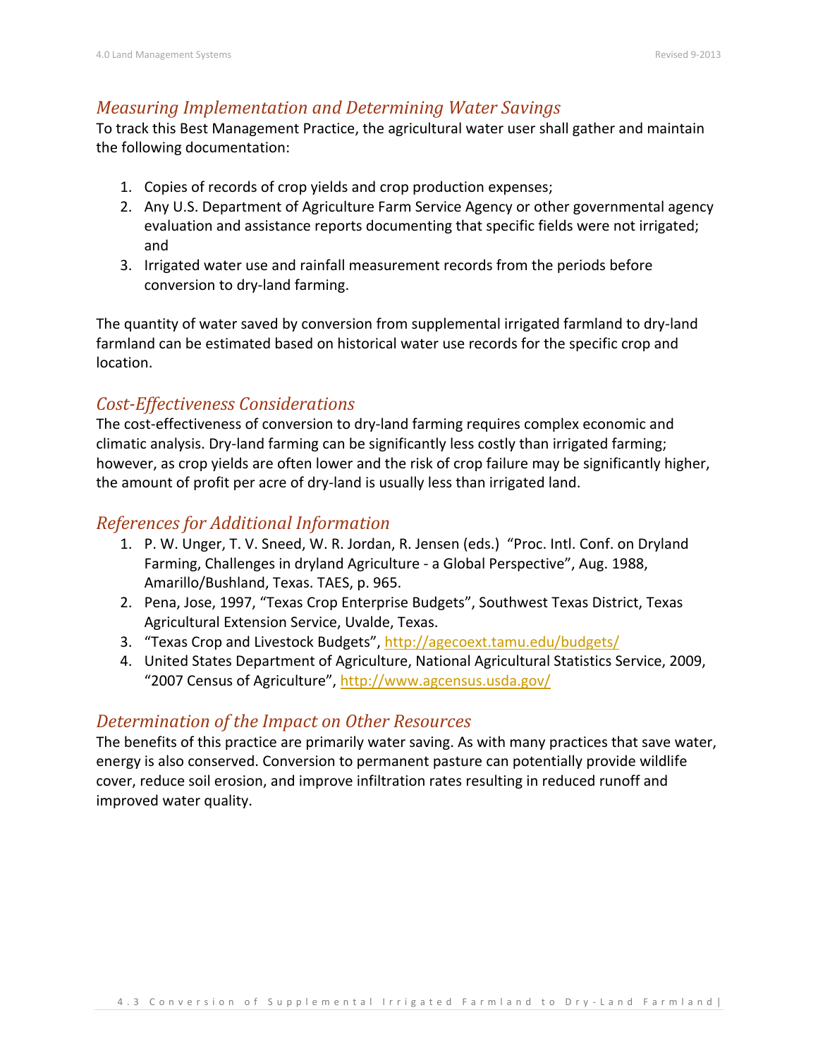## *Measuring Implementation and Determining Water Savings*

To track this Best Management Practice, the agricultural water user shall gather and maintain the following documentation:

1. Copies of records of crop yields and crop production expenses;
2. Any U.S. Department of Agriculture Farm Service Agency or other governmental agency evaluation and assistance reports documenting that specific fields were not irrigated; and
3. Irrigated water use and rainfall measurement records from the periods before conversion to dry-land farming.

The quantity of water saved by conversion from supplemental irrigated farmland to dry-land farmland can be estimated based on historical water use records for the specific crop and location.

## *Cost-Effectiveness Considerations*

The cost-effectiveness of conversion to dry-land farming requires complex economic and climatic analysis. Dry-land farming can be significantly less costly than irrigated farming; however, as crop yields are often lower and the risk of crop failure may be significantly higher, the amount of profit per acre of dry-land is usually less than irrigated land.

## *References for Additional Information*

1. P. W. Unger, T. V. Sneed, W. R. Jordan, R. Jensen (eds.) "Proc. Intl. Conf. on Dryland Farming, Challenges in dryland Agriculture - a Global Perspective", Aug. 1988, Amarillo/Bushland, Texas. TAES, p. 965.
2. Pena, Jose, 1997, "Texas Crop Enterprise Budgets", Southwest Texas District, Texas Agricultural Extension Service, Uvalde, Texas.
3. "Texas Crop and Livestock Budgets", http://agecoext.tamu.edu/budgets/
4. United States Department of Agriculture, National Agricultural Statistics Service, 2009, "2007 Census of Agriculture", http://www.agcensus.usda.gov/

## *Determination of the Impact on Other Resources*

The benefits of this practice are primarily water saving. As with many practices that save water, energy is also conserved. Conversion to permanent pasture can potentially provide wildlife cover, reduce soil erosion, and improve infiltration rates resulting in reduced runoff and improved water quality.